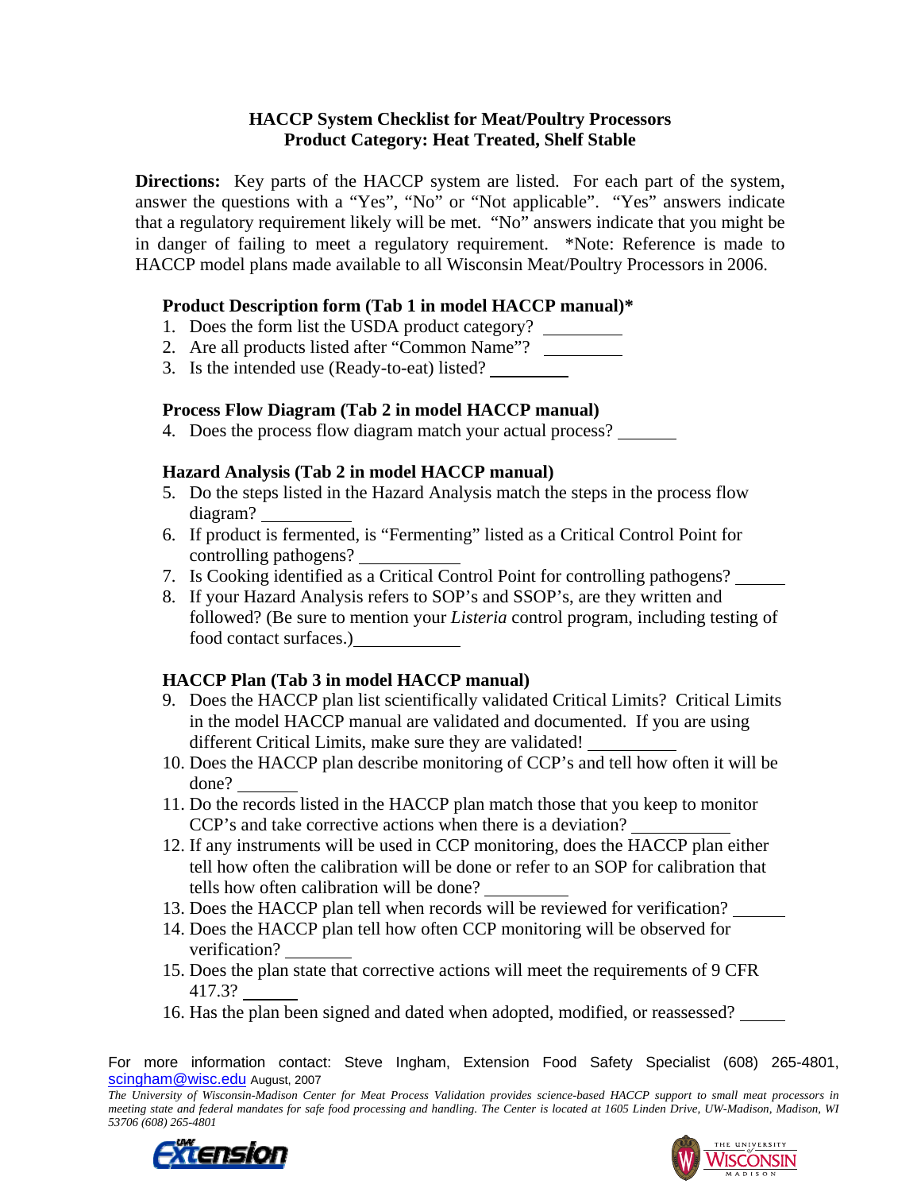# HACCP System Checklist for Meat/Poultry Processors
## Product Category: Heat Treated, Shelf Stable

**Directions:** Key parts of the HACCP system are listed. For each part of the system, answer the questions with a "Yes", "No" or "Not applicable". "Yes" answers indicate that a regulatory requirement likely will be met. "No" answers indicate that you might be in danger of failing to meet a regulatory requirement. *Note: Reference is made to HACCP model plans made available to all Wisconsin Meat/Poultry Processors in 2006.

### Product Description form (Tab 1 in model HACCP manual)*

1. Does the form list the USDA product category? ________
2. Are all products listed after "Common Name"? ________
3. Is the intended use (Ready-to-eat) listed? ________

### Process Flow Diagram (Tab 2 in model HACCP manual)

4. Does the process flow diagram match your actual process? ______

### Hazard Analysis (Tab 2 in model HACCP manual)

5. Do the steps listed in the Hazard Analysis match the steps in the process flow diagram? ________
6. If product is fermented, is "Fermenting" listed as a Critical Control Point for controlling pathogens? ________
7. Is Cooking identified as a Critical Control Point for controlling pathogens? ______
8. If your Hazard Analysis refers to SOP's and SSOP's, are they written and followed? (Be sure to mention your *Listeria* control program, including testing of food contact surfaces.)________

### HACCP Plan (Tab 3 in model HACCP manual)

9. Does the HACCP plan list scientifically validated Critical Limits? Critical Limits in the model HACCP manual are validated and documented. If you are using different Critical Limits, make sure they are validated! ________
10. Does the HACCP plan describe monitoring of CCP's and tell how often it will be done? ______
11. Do the records listed in the HACCP plan match those that you keep to monitor CCP's and take corrective actions when there is a deviation? ________
12. If any instruments will be used in CCP monitoring, does the HACCP plan either tell how often the calibration will be done or refer to an SOP for calibration that tells how often calibration will be done? ________
13. Does the HACCP plan tell when records will be reviewed for verification? ______
14. Does the HACCP plan tell how often CCP monitoring will be observed for verification? ______
15. Does the plan state that corrective actions will meet the requirements of 9 CFR 417.3? ______
16. Has the plan been signed and dated when adopted, modified, or reassessed? ______

For more information contact: Steve Ingham, Extension Food Safety Specialist (608) 265-4801, scingham@wisc.edu August, 2007

*The University of Wisconsin-Madison Center for Meat Process Validation provides science-based HACCP support to small meat processors in meeting state and federal mandates for safe food processing and handling. The Center is located at 1605 Linden Drive, UW-Madison, Madison, WI 53706 (608) 265-4801*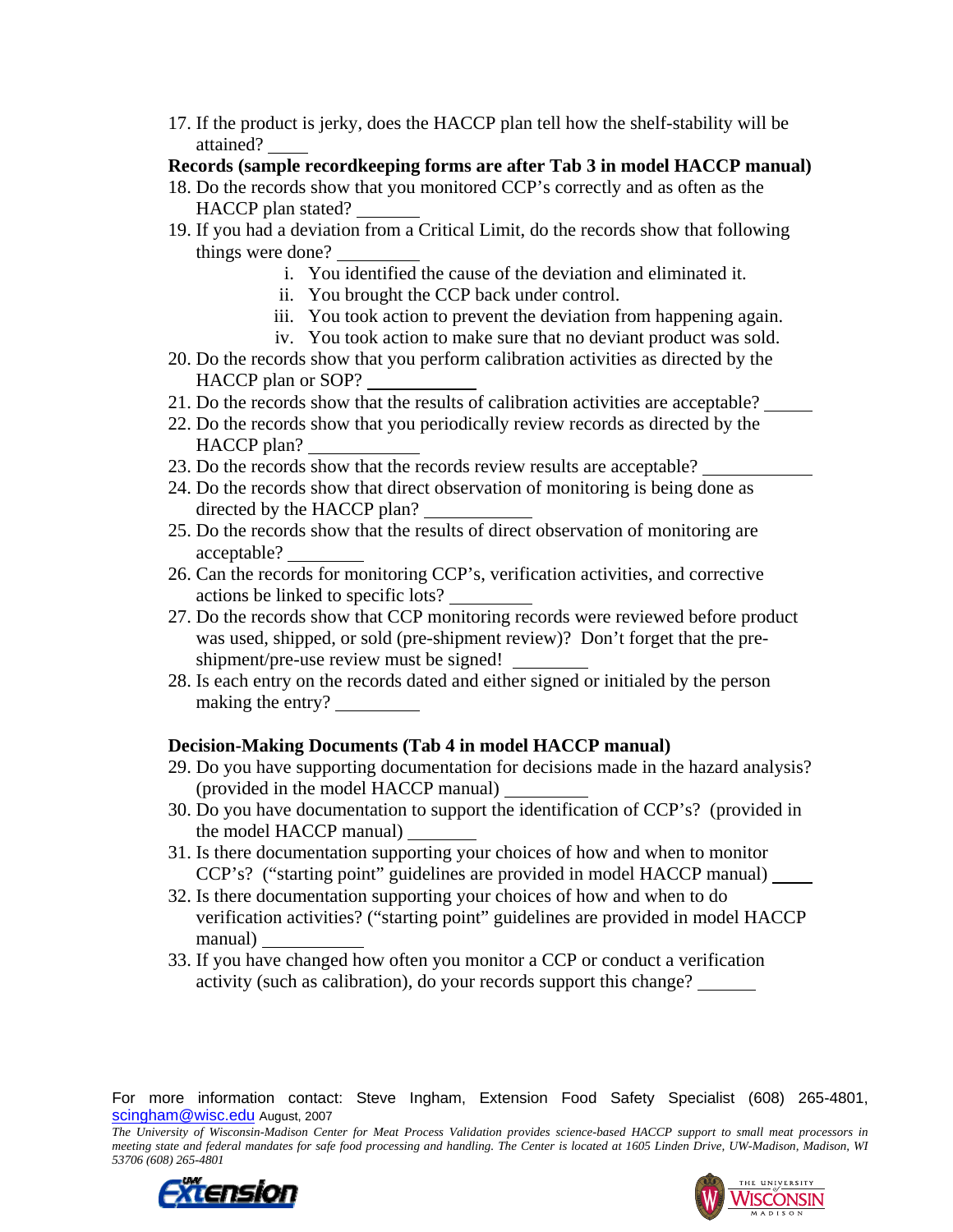17. If the product is jerky, does the HACCP plan tell how the shelf-stability will be attained? ____

**Records (sample recordkeeping forms are after Tab 3 in model HACCP manual)**

18. Do the records show that you monitored CCP's correctly and as often as the HACCP plan stated? ______
19. If you had a deviation from a Critical Limit, do the records show that following things were done? ________
    i. You identified the cause of the deviation and eliminated it.
    ii. You brought the CCP back under control.
    iii. You took action to prevent the deviation from happening again.
    iv. You took action to make sure that no deviant product was sold.
20. Do the records show that you perform calibration activities as directed by the HACCP plan or SOP? __________
21. Do the records show that the results of calibration activities are acceptable? _____
22. Do the records show that you periodically review records as directed by the HACCP plan? __________
23. Do the records show that the records review results are acceptable? __________
24. Do the records show that direct observation of monitoring is being done as directed by the HACCP plan? __________
25. Do the records show that the results of direct observation of monitoring are acceptable? ________
26. Can the records for monitoring CCP's, verification activities, and corrective actions be linked to specific lots? ________
27. Do the records show that CCP monitoring records were reviewed before product was used, shipped, or sold (pre-shipment review)? Don't forget that the pre-shipment/pre-use review must be signed! ________
28. Is each entry on the records dated and either signed or initialed by the person making the entry? ________

**Decision-Making Documents (Tab 4 in model HACCP manual)**

29. Do you have supporting documentation for decisions made in the hazard analysis? (provided in the model HACCP manual) ________
30. Do you have documentation to support the identification of CCP's? (provided in the model HACCP manual) _______
31. Is there documentation supporting your choices of how and when to monitor CCP's? ("starting point" guidelines are provided in model HACCP manual) ____
32. Is there documentation supporting your choices of how and when to do verification activities? ("starting point" guidelines are provided in model HACCP manual) __________
33. If you have changed how often you monitor a CCP or conduct a verification activity (such as calibration), do your records support this change? ______

For more information contact: Steve Ingham, Extension Food Safety Specialist (608) 265-4801, scingham@wisc.edu August, 2007

*The University of Wisconsin-Madison Center for Meat Process Validation provides science-based HACCP support to small meat processors in meeting state and federal mandates for safe food processing and handling. The Center is located at 1605 Linden Drive, UW-Madison, Madison, WI 53706 (608) 265-4801*